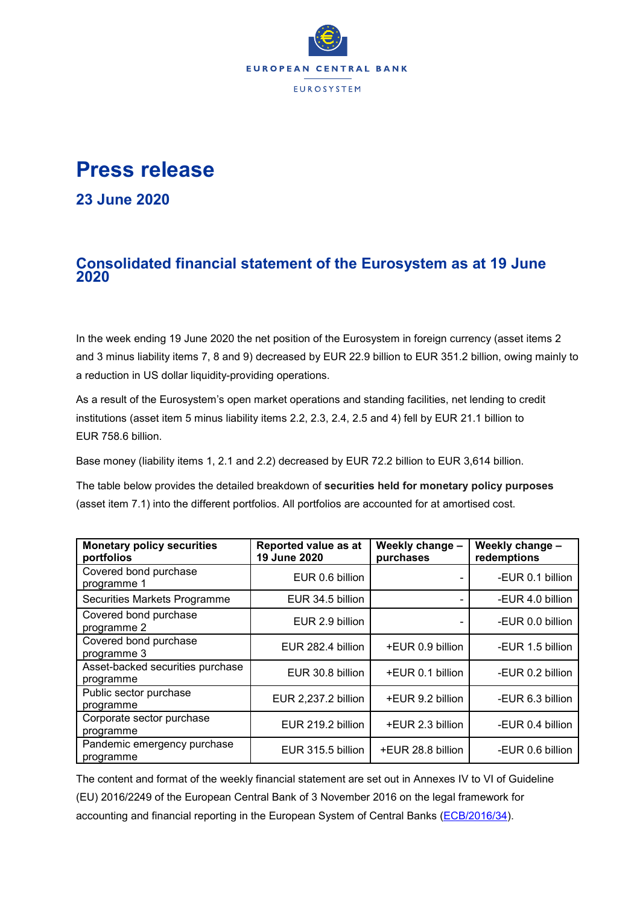EUROPEAN CENTRAL BANK

EUROSYSTEM

# Press release

## 23 June 2020

## Consolidated financial statement of the Eurosystem as at 19 June 2020

In the week ending 19 June 2020 the net position of the Eurosystem in foreign currency (asset items 2 and 3 minus liability items 7, 8 and 9) decreased by EUR 22.9 billion to EUR 351.2 billion, owing mainly to a reduction in US dollar liquidity-providing operations.

As a result of the Eurosystem's open market operations and standing facilities, net lending to credit institutions (asset item 5 minus liability items 2.2, 2.3, 2.4, 2.5 and 4) fell by EUR 21.1 billion to EUR 758.6 billion.

Base money (liability items 1, 2.1 and 2.2) decreased by EUR 72.2 billion to EUR 3,614 billion.

The table below provides the detailed breakdown of **securities held for monetary policy purposes** (asset item 7.1) into the different portfolios. All portfolios are accounted for at amortised cost.

| Monetary policy securities portfolios | Reported value as at 19 June 2020 | Weekly change – purchases | Weekly change – redemptions |
|---|---|---|---|
| Covered bond purchase programme 1 | EUR 0.6 billion | - | -EUR 0.1 billion |
| Securities Markets Programme | EUR 34.5 billion | - | -EUR 4.0 billion |
| Covered bond purchase programme 2 | EUR 2.9 billion | - | -EUR 0.0 billion |
| Covered bond purchase programme 3 | EUR 282.4 billion | +EUR 0.9 billion | -EUR 1.5 billion |
| Asset-backed securities purchase programme | EUR 30.8 billion | +EUR 0.1 billion | -EUR 0.2 billion |
| Public sector purchase programme | EUR 2,237.2 billion | +EUR 9.2 billion | -EUR 6.3 billion |
| Corporate sector purchase programme | EUR 219.2 billion | +EUR 2.3 billion | -EUR 0.4 billion |
| Pandemic emergency purchase programme | EUR 315.5 billion | +EUR 28.8 billion | -EUR 0.6 billion |

The content and format of the weekly financial statement are set out in Annexes IV to VI of Guideline (EU) 2016/2249 of the European Central Bank of 3 November 2016 on the legal framework for accounting and financial reporting in the European System of Central Banks (ECB/2016/34).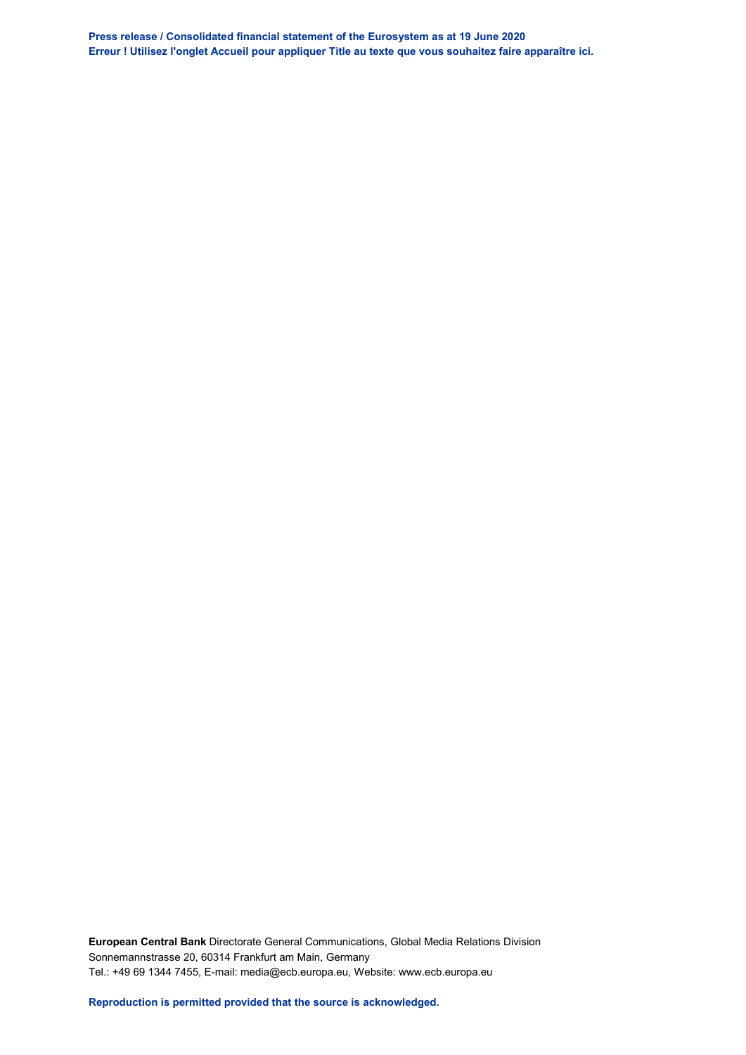**European Central Bank** Directorate General Communications, Global Media Relations Division
Sonnemannstrasse 20, 60314 Frankfurt am Main, Germany
Tel.: +49 69 1344 7455, E-mail: media@ecb.europa.eu, Website: www.ecb.europa.eu

**Reproduction is permitted provided that the source is acknowledged.**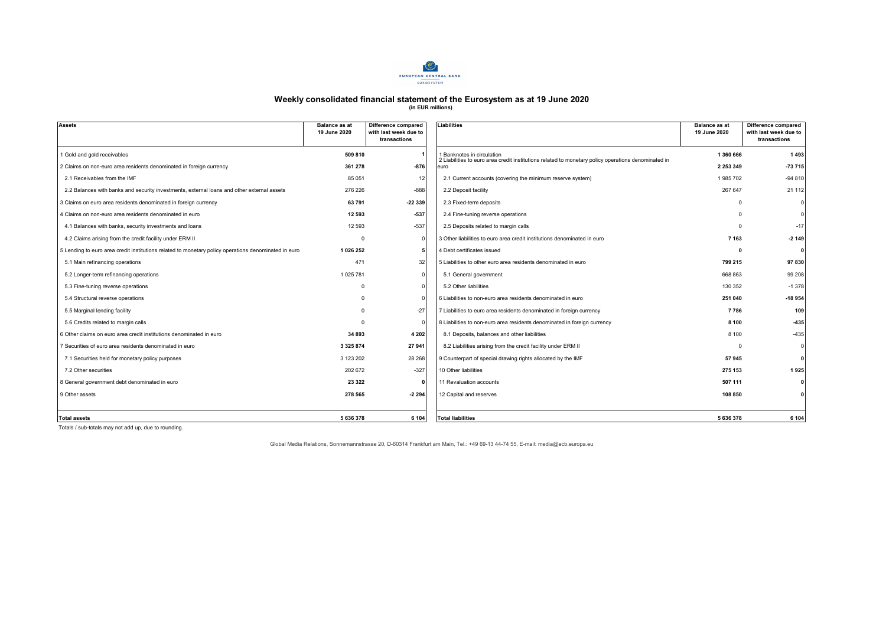EUROPEAN CENTRAL BANK
EUROSYSTEM

# Weekly consolidated financial statement of the Eurosystem as at 19 June 2020

**(in EUR millions)**

| Assets | Balance as at 19 June 2020 | Difference compared with last week due to transactions |
|---|---|---|
| 1 Gold and gold receivables | **509 810** | **1** |
| 2 Claims on non-euro area residents denominated in foreign currency | **361 278** | **-876** |
| 2.1 Receivables from the IMF | 85 051 | 12 |
| 2.2 Balances with banks and security investments, external loans and other external assets | 276 226 | -888 |
| 3 Claims on euro area residents denominated in foreign currency | **63 791** | **-22 339** |
| 4 Claims on non-euro area residents denominated in euro | **12 593** | **-537** |
| 4.1 Balances with banks, security investments and loans | 12 593 | -537 |
| 4.2 Claims arising from the credit facility under ERM II | 0 | 0 |
| 5 Lending to euro area credit institutions related to monetary policy operations denominated in euro | **1 026 252** | **5** |
| 5.1 Main refinancing operations | 471 | 32 |
| 5.2 Longer-term refinancing operations | 1 025 781 | 0 |
| 5.3 Fine-tuning reverse operations | 0 | 0 |
| 5.4 Structural reverse operations | 0 | 0 |
| 5.5 Marginal lending facility | 0 | -27 |
| 5.6 Credits related to margin calls | 0 | 0 |
| 6 Other claims on euro area credit institutions denominated in euro | **34 893** | **4 202** |
| 7 Securities of euro area residents denominated in euro | **3 325 874** | **27 941** |
| 7.1 Securities held for monetary policy purposes | 3 123 202 | 28 268 |
| 7.2 Other securities | 202 672 | -327 |
| 8 General government debt denominated in euro | **23 322** | **0** |
| 9 Other assets | **278 565** | **-2 294** |
| **Total assets** | **5 636 378** | **6 104** |

| Liabilities | Balance as at 19 June 2020 | Difference compared with last week due to transactions |
|---|---|---|
| 1 Banknotes in circulation | **1 360 666** | **1 493** |
| 2 Liabilities to euro area credit institutions related to monetary policy operations denominated in euro | **2 253 349** | **-73 715** |
| 2.1 Current accounts (covering the minimum reserve system) | 1 985 702 | -94 810 |
| 2.2 Deposit facility | 267 647 | 21 112 |
| 2.3 Fixed-term deposits | 0 | 0 |
| 2.4 Fine-tuning reverse operations | 0 | 0 |
| 2.5 Deposits related to margin calls | 0 | -17 |
| 3 Other liabilities to euro area credit institutions denominated in euro | **7 163** | **-2 149** |
| 4 Debt certificates issued | **0** | **0** |
| 5 Liabilities to other euro area residents denominated in euro | **799 215** | **97 830** |
| 5.1 General government | 668 863 | 99 208 |
| 5.2 Other liabilities | 130 352 | -1 378 |
| 6 Liabilities to non-euro area residents denominated in euro | **251 040** | **-18 954** |
| 7 Liabilities to euro area residents denominated in foreign currency | **7 786** | **109** |
| 8 Liabilities to non-euro area residents denominated in foreign currency | **8 100** | **-435** |
| 8.1 Deposits, balances and other liabilities | 8 100 | -435 |
| 8.2 Liabilities arising from the credit facility under ERM II | 0 | 0 |
| 9 Counterpart of special drawing rights allocated by the IMF | **57 945** | **0** |
| 10 Other liabilities | **275 153** | **1 925** |
| 11 Revaluation accounts | **507 111** | **0** |
| 12 Capital and reserves | **108 850** | **0** |
| **Total liabilities** | **5 636 378** | **6 104** |

Totals / sub-totals may not add up, due to rounding.

Global Media Relations, Sonnemannstrasse 20, D-60314 Frankfurt am Main, Tel.: +49 69-13 44-74 55, E-mail: media@ecb.europa.eu